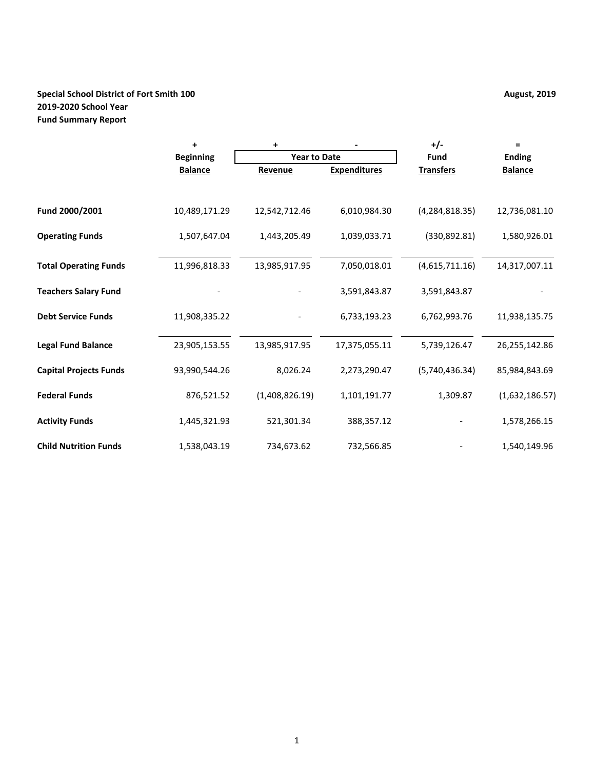**Special School District of Fort Smith 100**

**2019-2020 School Year**

**Fund Summary Report**

**August, 2019**

| | + | + | - | +/- | = |
|---|---|---|---|---|---|
| | **Beginning** | **Year to Date** | | **Fund** | **Ending** |
| | **Balance** | **Revenue** | **Expenditures** | **Transfers** | **Balance** |
| **Fund 2000/2001** | 10,489,171.29 | 12,542,712.46 | 6,010,984.30 | (4,284,818.35) | 12,736,081.10 |
| **Operating Funds** | 1,507,647.04 | 1,443,205.49 | 1,039,033.71 | (330,892.81) | 1,580,926.01 |
| **Total Operating Funds** | 11,996,818.33 | 13,985,917.95 | 7,050,018.01 | (4,615,711.16) | 14,317,007.11 |
| **Teachers Salary Fund** | - | - | 3,591,843.87 | 3,591,843.87 | - |
| **Debt Service Funds** | 11,908,335.22 | - | 6,733,193.23 | 6,762,993.76 | 11,938,135.75 |
| **Legal Fund Balance** | 23,905,153.55 | 13,985,917.95 | 17,375,055.11 | 5,739,126.47 | 26,255,142.86 |
| **Capital Projects Funds** | 93,990,544.26 | 8,026.24 | 2,273,290.47 | (5,740,436.34) | 85,984,843.69 |
| **Federal Funds** | 876,521.52 | (1,408,826.19) | 1,101,191.77 | 1,309.87 | (1,632,186.57) |
| **Activity Funds** | 1,445,321.93 | 521,301.34 | 388,357.12 | - | 1,578,266.15 |
| **Child Nutrition Funds** | 1,538,043.19 | 734,673.62 | 732,566.85 | - | 1,540,149.96 |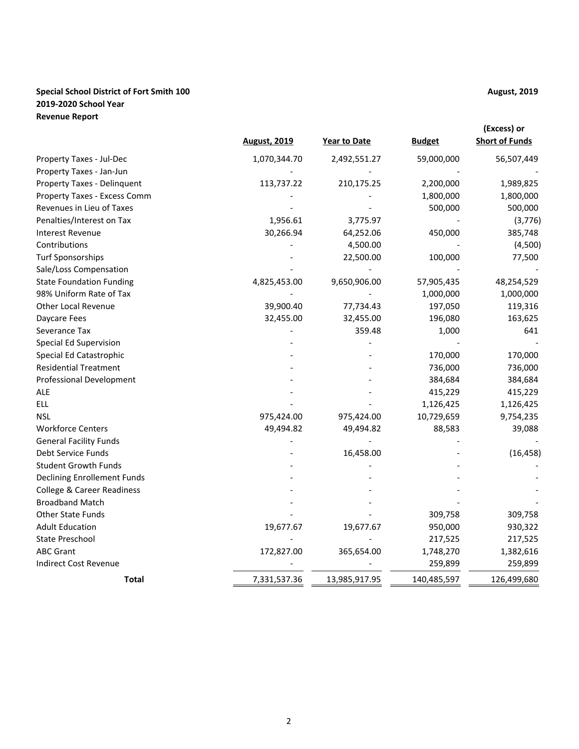**Special School District of Fort Smith 100**
**2019-2020 School Year**
**Revenue Report**

**August, 2019**

| | August, 2019 | Year to Date | Budget | (Excess) or Short of Funds |
|---|---|---|---|---|
| Property Taxes - Jul-Dec | 1,070,344.70 | 2,492,551.27 | 59,000,000 | 56,507,449 |
| Property Taxes - Jan-Jun | - | - | - | - |
| Property Taxes - Delinquent | 113,737.22 | 210,175.25 | 2,200,000 | 1,989,825 |
| Property Taxes - Excess Comm | - | - | 1,800,000 | 1,800,000 |
| Revenues in Lieu of Taxes | - | - | 500,000 | 500,000 |
| Penalties/Interest on Tax | 1,956.61 | 3,775.97 | - | (3,776) |
| Interest Revenue | 30,266.94 | 64,252.06 | 450,000 | 385,748 |
| Contributions | - | 4,500.00 | - | (4,500) |
| Turf Sponsorships | - | 22,500.00 | 100,000 | 77,500 |
| Sale/Loss Compensation | - | - | - | - |
| State Foundation Funding | 4,825,453.00 | 9,650,906.00 | 57,905,435 | 48,254,529 |
| 98% Uniform Rate of Tax | - | - | 1,000,000 | 1,000,000 |
| Other Local Revenue | 39,900.40 | 77,734.43 | 197,050 | 119,316 |
| Daycare Fees | 32,455.00 | 32,455.00 | 196,080 | 163,625 |
| Severance Tax | - | 359.48 | 1,000 | 641 |
| Special Ed Supervision | - | - | - | - |
| Special Ed Catastrophic | - | - | 170,000 | 170,000 |
| Residential Treatment | - | - | 736,000 | 736,000 |
| Professional Development | - | - | 384,684 | 384,684 |
| ALE | - | - | 415,229 | 415,229 |
| ELL | - | - | 1,126,425 | 1,126,425 |
| NSL | 975,424.00 | 975,424.00 | 10,729,659 | 9,754,235 |
| Workforce Centers | 49,494.82 | 49,494.82 | 88,583 | 39,088 |
| General Facility Funds | - | - | - | - |
| Debt Service Funds | - | 16,458.00 | - | (16,458) |
| Student Growth Funds | - | - | - | - |
| Declining Enrollement Funds | - | - | - | - |
| College & Career Readiness | - | - | - | - |
| Broadband Match | - | - | - | - |
| Other State Funds | - | - | 309,758 | 309,758 |
| Adult Education | 19,677.67 | 19,677.67 | 950,000 | 930,322 |
| State Preschool | - | - | 217,525 | 217,525 |
| ABC Grant | 172,827.00 | 365,654.00 | 1,748,270 | 1,382,616 |
| Indirect Cost Revenue | - | - | 259,899 | 259,899 |
| **Total** | 7,331,537.36 | 13,985,917.95 | 140,485,597 | 126,499,680 |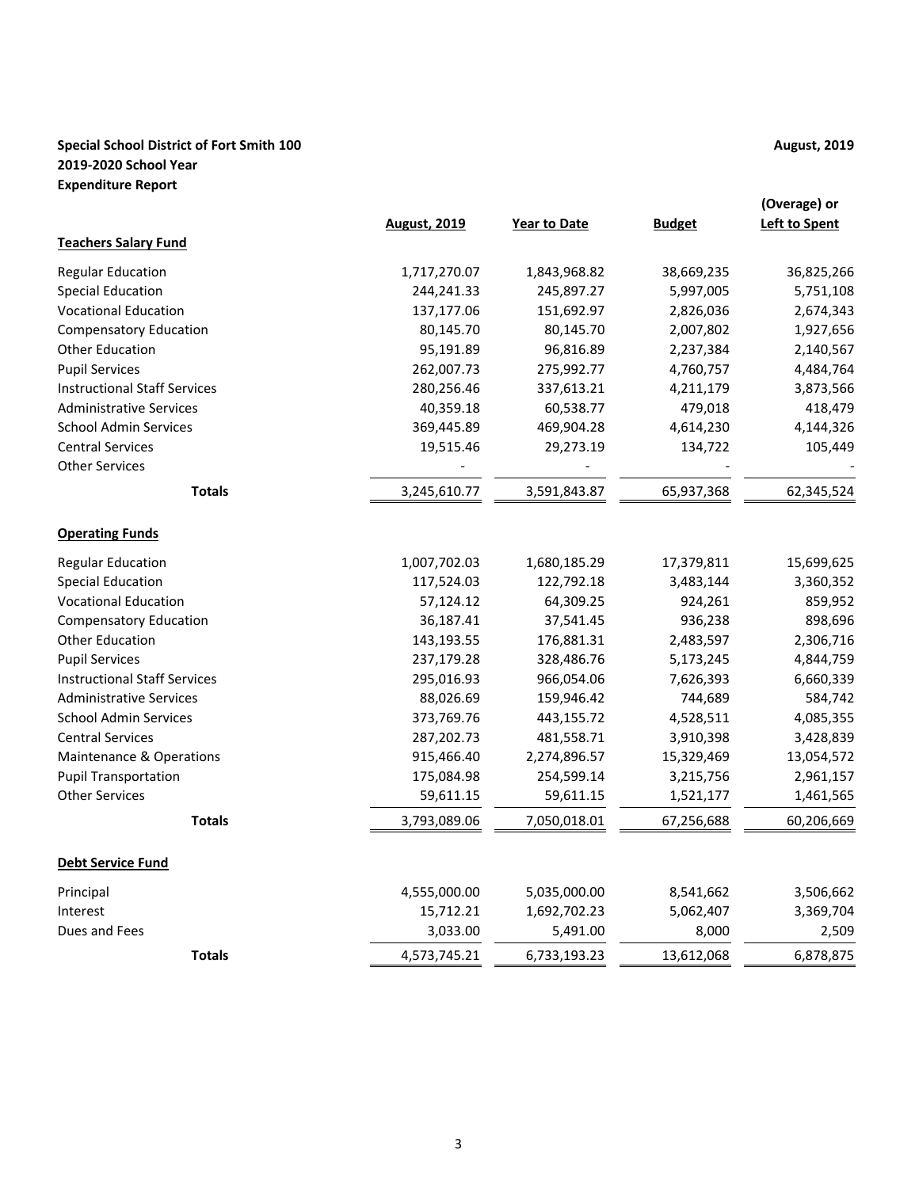**Special School District of Fort Smith 100** **August, 2019**
**2019-2020 School Year**
**Expenditure Report**

| | August, 2019 | Year to Date | Budget | (Overage) or Left to Spent |
|---|---|---|---|---|
| **Teachers Salary Fund** | | | | |
| Regular Education | 1,717,270.07 | 1,843,968.82 | 38,669,235 | 36,825,266 |
| Special Education | 244,241.33 | 245,897.27 | 5,997,005 | 5,751,108 |
| Vocational Education | 137,177.06 | 151,692.97 | 2,826,036 | 2,674,343 |
| Compensatory Education | 80,145.70 | 80,145.70 | 2,007,802 | 1,927,656 |
| Other Education | 95,191.89 | 96,816.89 | 2,237,384 | 2,140,567 |
| Pupil Services | 262,007.73 | 275,992.77 | 4,760,757 | 4,484,764 |
| Instructional Staff Services | 280,256.46 | 337,613.21 | 4,211,179 | 3,873,566 |
| Administrative Services | 40,359.18 | 60,538.77 | 479,018 | 418,479 |
| School Admin Services | 369,445.89 | 469,904.28 | 4,614,230 | 4,144,326 |
| Central Services | 19,515.46 | 29,273.19 | 134,722 | 105,449 |
| Other Services | - | - | - | - |
| **Totals** | 3,245,610.77 | 3,591,843.87 | 65,937,368 | 62,345,524 |
| **Operating Funds** | | | | |
| Regular Education | 1,007,702.03 | 1,680,185.29 | 17,379,811 | 15,699,625 |
| Special Education | 117,524.03 | 122,792.18 | 3,483,144 | 3,360,352 |
| Vocational Education | 57,124.12 | 64,309.25 | 924,261 | 859,952 |
| Compensatory Education | 36,187.41 | 37,541.45 | 936,238 | 898,696 |
| Other Education | 143,193.55 | 176,881.31 | 2,483,597 | 2,306,716 |
| Pupil Services | 237,179.28 | 328,486.76 | 5,173,245 | 4,844,759 |
| Instructional Staff Services | 295,016.93 | 966,054.06 | 7,626,393 | 6,660,339 |
| Administrative Services | 88,026.69 | 159,946.42 | 744,689 | 584,742 |
| School Admin Services | 373,769.76 | 443,155.72 | 4,528,511 | 4,085,355 |
| Central Services | 287,202.73 | 481,558.71 | 3,910,398 | 3,428,839 |
| Maintenance & Operations | 915,466.40 | 2,274,896.57 | 15,329,469 | 13,054,572 |
| Pupil Transportation | 175,084.98 | 254,599.14 | 3,215,756 | 2,961,157 |
| Other Services | 59,611.15 | 59,611.15 | 1,521,177 | 1,461,565 |
| **Totals** | 3,793,089.06 | 7,050,018.01 | 67,256,688 | 60,206,669 |
| **Debt Service Fund** | | | | |
| Principal | 4,555,000.00 | 5,035,000.00 | 8,541,662 | 3,506,662 |
| Interest | 15,712.21 | 1,692,702.23 | 5,062,407 | 3,369,704 |
| Dues and Fees | 3,033.00 | 5,491.00 | 8,000 | 2,509 |
| **Totals** | 4,573,745.21 | 6,733,193.23 | 13,612,068 | 6,878,875 |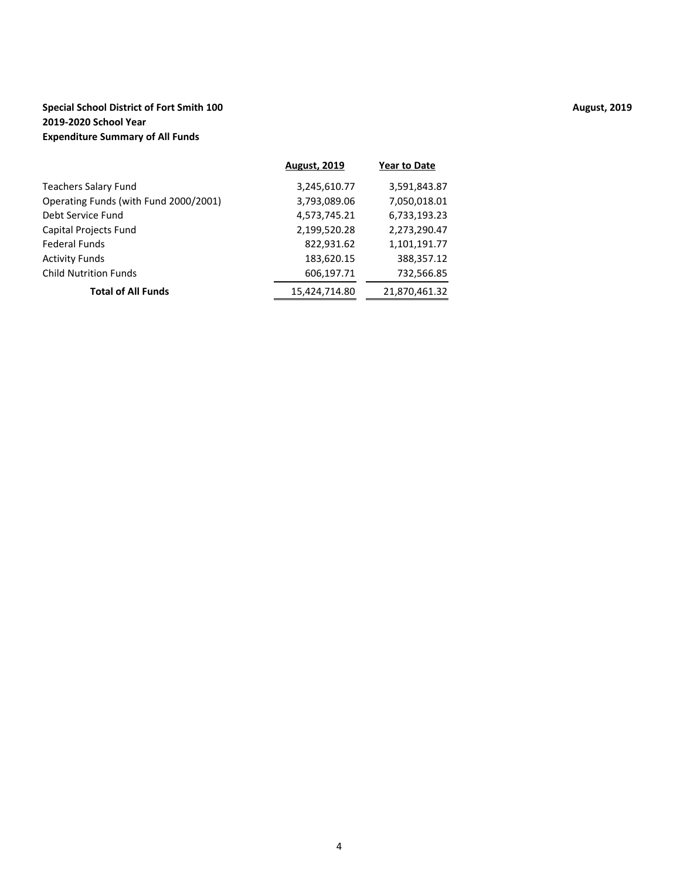**Special School District of Fort Smith 100** **August, 2019**

**2019-2020 School Year**

**Expenditure Summary of All Funds**

| | August, 2019 | Year to Date |
|---|---|---|
| Teachers Salary Fund | 3,245,610.77 | 3,591,843.87 |
| Operating Funds (with Fund 2000/2001) | 3,793,089.06 | 7,050,018.01 |
| Debt Service Fund | 4,573,745.21 | 6,733,193.23 |
| Capital Projects Fund | 2,199,520.28 | 2,273,290.47 |
| Federal Funds | 822,931.62 | 1,101,191.77 |
| Activity Funds | 183,620.15 | 388,357.12 |
| Child Nutrition Funds | 606,197.71 | 732,566.85 |
| **Total of All Funds** | 15,424,714.80 | 21,870,461.32 |